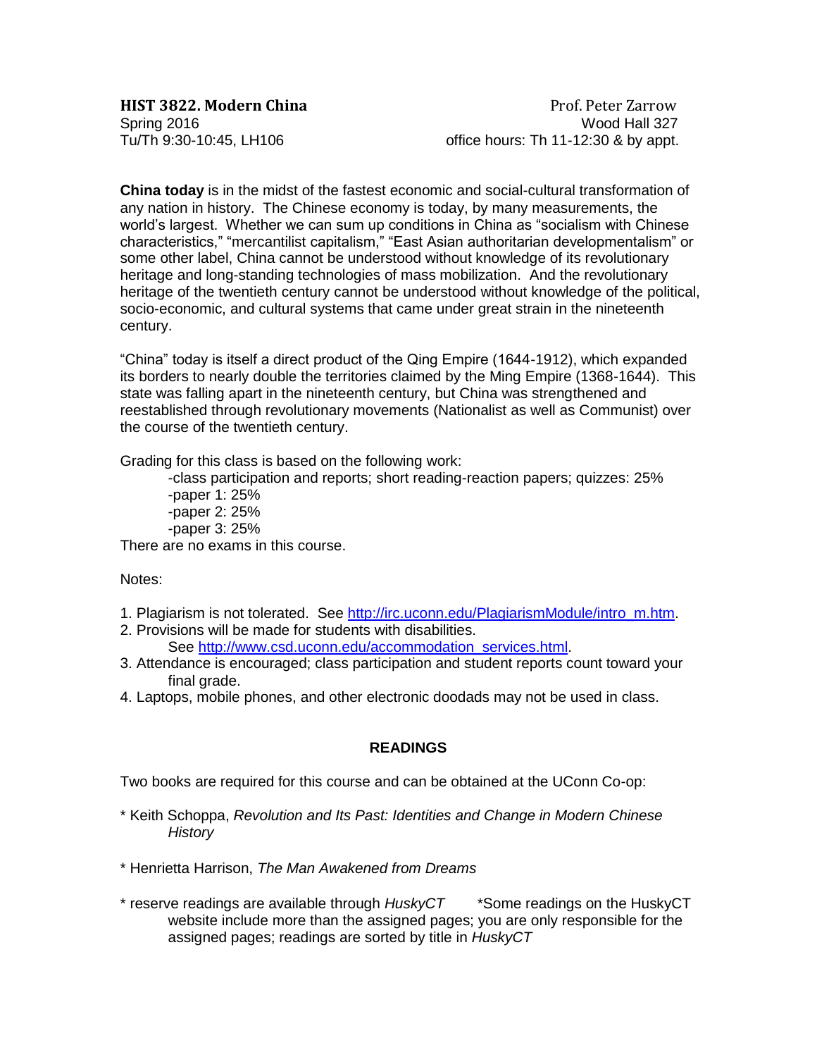**HIST 3822. Modern China**
Spring 2016
Tu/Th 9:30-10:45, LH106

Prof. Peter Zarrow
Wood Hall 327
office hours: Th 11-12:30 & by appt.

**China today** is in the midst of the fastest economic and social-cultural transformation of any nation in history. The Chinese economy is today, by many measurements, the world's largest. Whether we can sum up conditions in China as "socialism with Chinese characteristics," "mercantilist capitalism," "East Asian authoritarian developmentalism" or some other label, China cannot be understood without knowledge of its revolutionary heritage and long-standing technologies of mass mobilization. And the revolutionary heritage of the twentieth century cannot be understood without knowledge of the political, socio-economic, and cultural systems that came under great strain in the nineteenth century.

"China" today is itself a direct product of the Qing Empire (1644-1912), which expanded its borders to nearly double the territories claimed by the Ming Empire (1368-1644). This state was falling apart in the nineteenth century, but China was strengthened and reestablished through revolutionary movements (Nationalist as well as Communist) over the course of the twentieth century.

Grading for this class is based on the following work:

- class participation and reports; short reading-reaction papers; quizzes: 25%
- paper 1: 25%
- paper 2: 25%
- paper 3: 25%

There are no exams in this course.

Notes:

1. Plagiarism is not tolerated. See http://irc.uconn.edu/PlagiarismModule/intro_m.htm.
2. Provisions will be made for students with disabilities. See http://www.csd.uconn.edu/accommodation_services.html.
3. Attendance is encouraged; class participation and student reports count toward your final grade.
4. Laptops, mobile phones, and other electronic doodads may not be used in class.

## READINGS

Two books are required for this course and can be obtained at the UConn Co-op:

* Keith Schoppa, *Revolution and Its Past: Identities and Change in Modern Chinese History*

* Henrietta Harrison, *The Man Awakened from Dreams*

* reserve readings are available through *HuskyCT* *Some readings on the HuskyCT website include more than the assigned pages; you are only responsible for the assigned pages; readings are sorted by title in *HuskyCT*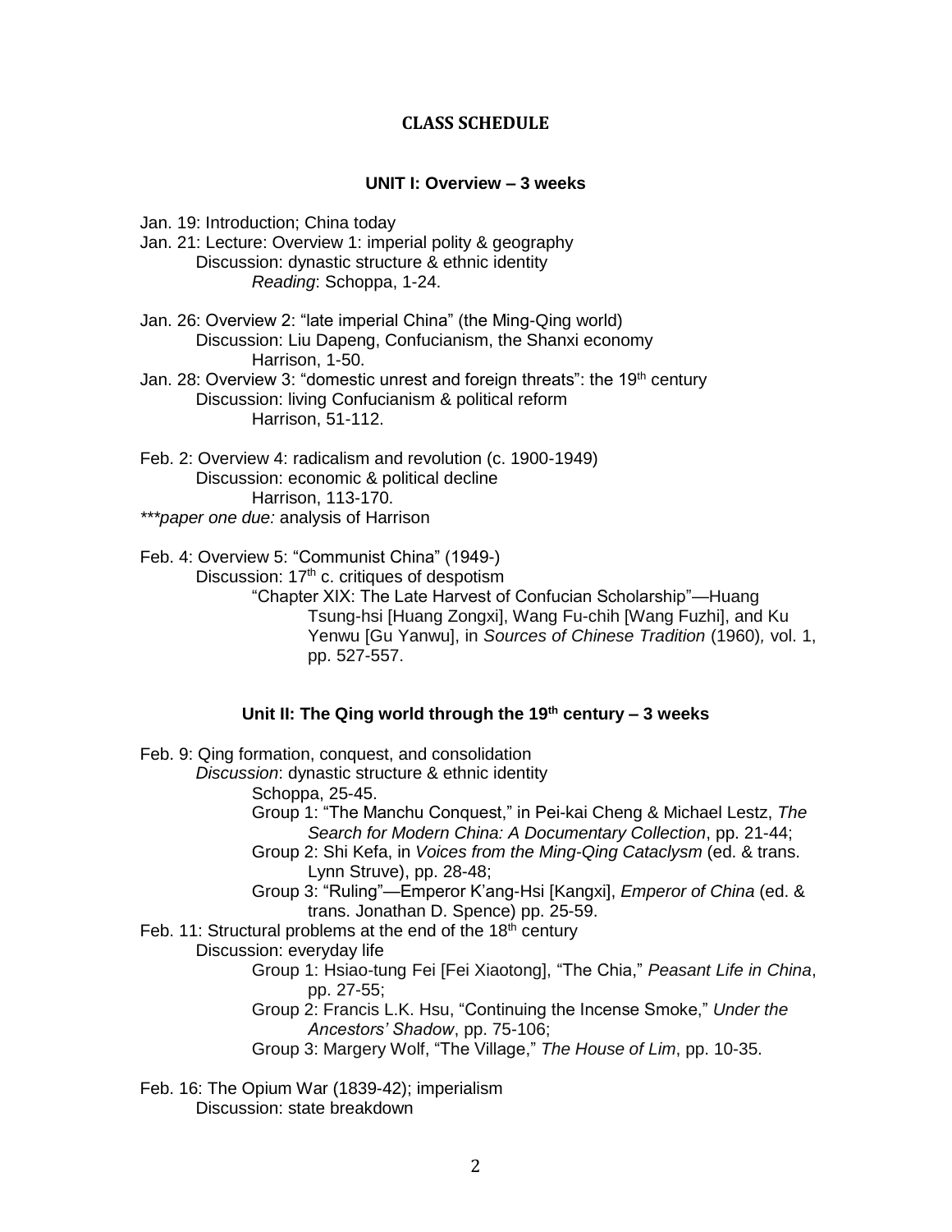# CLASS SCHEDULE

## UNIT I: Overview – 3 weeks

Jan. 19: Introduction; China today

Jan. 21: Lecture: Overview 1: imperial polity & geography
  Discussion: dynastic structure & ethnic identity
    *Reading*: Schoppa, 1-24.

Jan. 26: Overview 2: "late imperial China" (the Ming-Qing world)
  Discussion: Liu Dapeng, Confucianism, the Shanxi economy
    Harrison, 1-50.

Jan. 28: Overview 3: "domestic unrest and foreign threats": the 19th century
  Discussion: living Confucianism & political reform
    Harrison, 51-112.

Feb. 2: Overview 4: radicalism and revolution (c. 1900-1949)
  Discussion: economic & political decline
    Harrison, 113-170.

*\*\*\*paper one due:* analysis of Harrison

Feb. 4: Overview 5: "Communist China" (1949-)
  Discussion: 17th c. critiques of despotism
    "Chapter XIX: The Late Harvest of Confucian Scholarship"—Huang Tsung-hsi [Huang Zongxi], Wang Fu-chih [Wang Fuzhi], and Ku Yenwu [Gu Yanwu], in *Sources of Chinese Tradition* (1960)*,* vol. 1, pp. 527-557.

## Unit II: The Qing world through the 19th century – 3 weeks

Feb. 9: Qing formation, conquest, and consolidation
  *Discussion*: dynastic structure & ethnic identity
    Schoppa, 25-45.
    Group 1: "The Manchu Conquest," in Pei-kai Cheng & Michael Lestz, *The Search for Modern China: A Documentary Collection*, pp. 21-44;
    Group 2: Shi Kefa, in *Voices from the Ming-Qing Cataclysm* (ed. & trans. Lynn Struve), pp. 28-48;
    Group 3: "Ruling"—Emperor K'ang-Hsi [Kangxi], *Emperor of China* (ed. & trans. Jonathan D. Spence) pp. 25-59.

Feb. 11: Structural problems at the end of the 18th century
  Discussion: everyday life
    Group 1: Hsiao-tung Fei [Fei Xiaotong], "The Chia," *Peasant Life in China*, pp. 27-55;
    Group 2: Francis L.K. Hsu, "Continuing the Incense Smoke," *Under the Ancestors' Shadow*, pp. 75-106;
    Group 3: Margery Wolf, "The Village," *The House of Lim*, pp. 10-35.

Feb. 16: The Opium War (1839-42); imperialism
  Discussion: state breakdown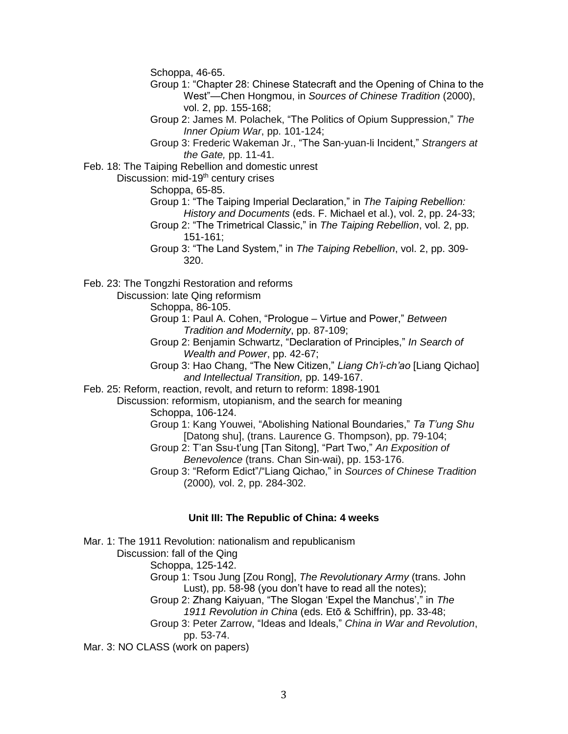Schoppa, 46-65.

Group 1: "Chapter 28: Chinese Statecraft and the Opening of China to the West"—Chen Hongmou, in *Sources of Chinese Tradition* (2000), vol. 2, pp. 155-168;

Group 2: James M. Polachek, "The Politics of Opium Suppression," *The Inner Opium War*, pp. 101-124;

Group 3: Frederic Wakeman Jr., "The San-yuan-li Incident," *Strangers at the Gate,* pp. 11-41.

Feb. 18: The Taiping Rebellion and domestic unrest

Discussion: mid-19th century crises

Schoppa, 65-85.

Group 1: "The Taiping Imperial Declaration," in *The Taiping Rebellion: History and Documents* (eds. F. Michael et al.), vol. 2, pp. 24-33;

Group 2: "The Trimetrical Classic," in *The Taiping Rebellion*, vol. 2, pp. 151-161;

Group 3: "The Land System," in *The Taiping Rebellion*, vol. 2, pp. 309-320.

Feb. 23: The Tongzhi Restoration and reforms

Discussion: late Qing reformism

Schoppa, 86-105.

Group 1: Paul A. Cohen, "Prologue – Virtue and Power," *Between Tradition and Modernity*, pp. 87-109;

Group 2: Benjamin Schwartz, "Declaration of Principles," *In Search of Wealth and Power*, pp. 42-67;

Group 3: Hao Chang, "The New Citizen," *Liang Ch'i-ch'ao* [Liang Qichao] *and Intellectual Transition,* pp. 149-167.

Feb. 25: Reform, reaction, revolt, and return to reform: 1898-1901

Discussion: reformism, utopianism, and the search for meaning

Schoppa, 106-124.

Group 1: Kang Youwei, "Abolishing National Boundaries," *Ta T'ung Shu* [Datong shu], (trans. Laurence G. Thompson), pp. 79-104;

Group 2: T'an Ssu-t'ung [Tan Sitong], "Part Two," *An Exposition of Benevolence* (trans. Chan Sin-wai), pp. 153-176.

Group 3: "Reform Edict"/"Liang Qichao," in *Sources of Chinese Tradition* (2000)*,* vol. 2, pp. 284-302.

**Unit III: The Republic of China: 4 weeks**

Mar. 1: The 1911 Revolution: nationalism and republicanism

Discussion: fall of the Qing

Schoppa, 125-142.

Group 1: Tsou Jung [Zou Rong], *The Revolutionary Army* (trans. John Lust), pp. 58-98 (you don't have to read all the notes);

Group 2: Zhang Kaiyuan, "The Slogan 'Expel the Manchus'," in *The 1911 Revolution in China* (eds. Etō & Schiffrin), pp. 33-48;

Group 3: Peter Zarrow, "Ideas and Ideals," *China in War and Revolution*, pp. 53-74.

Mar. 3: NO CLASS (work on papers)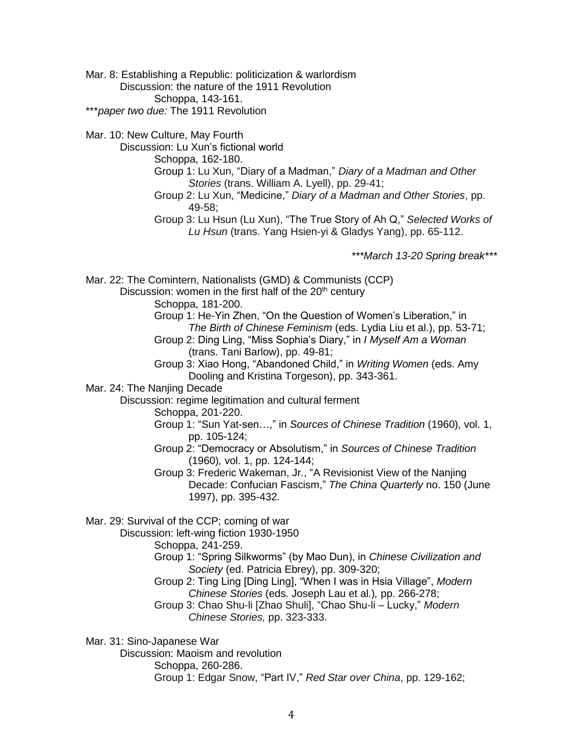Mar. 8: Establishing a Republic: politicization & warlordism

Discussion: the nature of the 1911 Revolution

Schoppa, 143-161.

****paper two due:* The 1911 Revolution

Mar. 10: New Culture, May Fourth

Discussion: Lu Xun's fictional world

Schoppa, 162-180.

Group 1: Lu Xun, "Diary of a Madman," *Diary of a Madman and Other Stories* (trans. William A. Lyell), pp. 29-41;

Group 2: Lu Xun, "Medicine," *Diary of a Madman and Other Stories*, pp. 49-58;

Group 3: Lu Hsun (Lu Xun), "The True Story of Ah Q," *Selected Works of Lu Hsun* (trans. Yang Hsien-yi & Gladys Yang), pp. 65-112.

****March 13-20 Spring break****

Mar. 22: The Comintern, Nationalists (GMD) & Communists (CCP)

Discussion: women in the first half of the 20th century

Schoppa, 181-200.

Group 1: He-Yin Zhen, "On the Question of Women's Liberation," in *The Birth of Chinese Feminism* (eds. Lydia Liu et al.), pp. 53-71;

Group 2: Ding Ling, "Miss Sophia's Diary," in *I Myself Am a Woman* (trans. Tani Barlow), pp. 49-81;

Group 3: Xiao Hong, "Abandoned Child," in *Writing Women* (eds. Amy Dooling and Kristina Torgeson), pp. 343-361.

Mar. 24: The Nanjing Decade

Discussion: regime legitimation and cultural ferment

Schoppa, 201-220.

Group 1: "Sun Yat-sen…," in *Sources of Chinese Tradition* (1960), vol. 1, pp. 105-124;

Group 2: "Democracy or Absolutism," in *Sources of Chinese Tradition* (1960), vol. 1, pp. 124-144;

Group 3: Frederic Wakeman, Jr., "A Revisionist View of the Nanjing Decade: Confucian Fascism," *The China Quarterly* no. 150 (June 1997), pp. 395-432.

Mar. 29: Survival of the CCP; coming of war

Discussion: left-wing fiction 1930-1950

Schoppa, 241-259.

Group 1: "Spring Silkworms" (by Mao Dun), in *Chinese Civilization and Society* (ed. Patricia Ebrey), pp. 309-320;

Group 2: Ting Ling [Ding Ling], "When I was in Hsia Village", *Modern Chinese Stories* (eds. Joseph Lau et al.), pp. 266-278;

Group 3: Chao Shu-li [Zhao Shuli], "Chao Shu-li – Lucky," *Modern Chinese Stories,* pp. 323-333.

Mar. 31: Sino-Japanese War

Discussion: Maoism and revolution

Schoppa, 260-286.

Group 1: Edgar Snow, "Part IV," *Red Star over China*, pp. 129-162;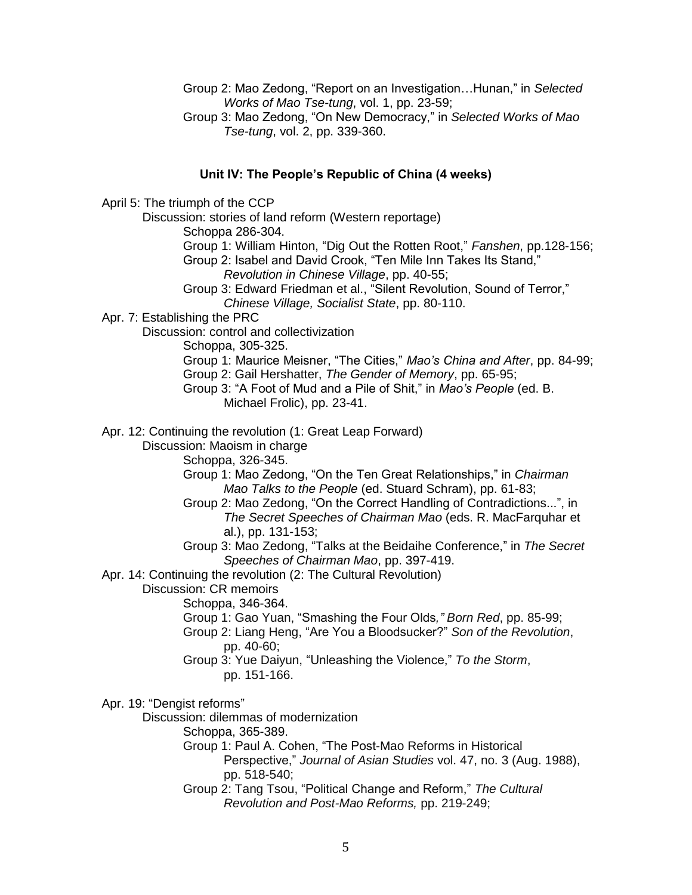Group 2: Mao Zedong, "Report on an Investigation…Hunan," in *Selected Works of Mao Tse-tung*, vol. 1, pp. 23-59;
Group 3: Mao Zedong, "On New Democracy," in *Selected Works of Mao Tse-tung*, vol. 2, pp. 339-360.

### Unit IV: The People's Republic of China (4 weeks)

April 5: The triumph of the CCP
- Discussion: stories of land reform (Western reportage)
  - Schoppa 286-304.
  - Group 1: William Hinton, "Dig Out the Rotten Root," *Fanshen*, pp.128-156;
  - Group 2: Isabel and David Crook, "Ten Mile Inn Takes Its Stand," *Revolution in Chinese Village*, pp. 40-55;
  - Group 3: Edward Friedman et al., "Silent Revolution, Sound of Terror," *Chinese Village, Socialist State*, pp. 80-110.

Apr. 7: Establishing the PRC
- Discussion: control and collectivization
  - Schoppa, 305-325.
  - Group 1: Maurice Meisner, "The Cities," *Mao's China and After*, pp. 84-99;
  - Group 2: Gail Hershatter, *The Gender of Memory*, pp. 65-95;
  - Group 3: "A Foot of Mud and a Pile of Shit," in *Mao's People* (ed. B. Michael Frolic), pp. 23-41.

Apr. 12: Continuing the revolution (1: Great Leap Forward)
- Discussion: Maoism in charge
  - Schoppa, 326-345.
  - Group 1: Mao Zedong, "On the Ten Great Relationships," in *Chairman Mao Talks to the People* (ed. Stuard Schram), pp. 61-83;
  - Group 2: Mao Zedong, "On the Correct Handling of Contradictions...", in *The Secret Speeches of Chairman Mao* (eds. R. MacFarquhar et al.), pp. 131-153;
  - Group 3: Mao Zedong, "Talks at the Beidaihe Conference," in *The Secret Speeches of Chairman Mao*, pp. 397-419.

Apr. 14: Continuing the revolution (2: The Cultural Revolution)
- Discussion: CR memoirs
  - Schoppa, 346-364.
  - Group 1: Gao Yuan, "Smashing the Four Olds*,"* *Born Red*, pp. 85-99;
  - Group 2: Liang Heng, "Are You a Bloodsucker?" *Son of the Revolution*, pp. 40-60;
  - Group 3: Yue Daiyun, "Unleashing the Violence," *To the Storm*, pp. 151-166.

Apr. 19: "Dengist reforms"
- Discussion: dilemmas of modernization
  - Schoppa, 365-389.
  - Group 1: Paul A. Cohen, "The Post-Mao Reforms in Historical Perspective," *Journal of Asian Studies* vol. 47, no. 3 (Aug. 1988), pp. 518-540;
  - Group 2: Tang Tsou, "Political Change and Reform," *The Cultural Revolution and Post-Mao Reforms,* pp. 219-249;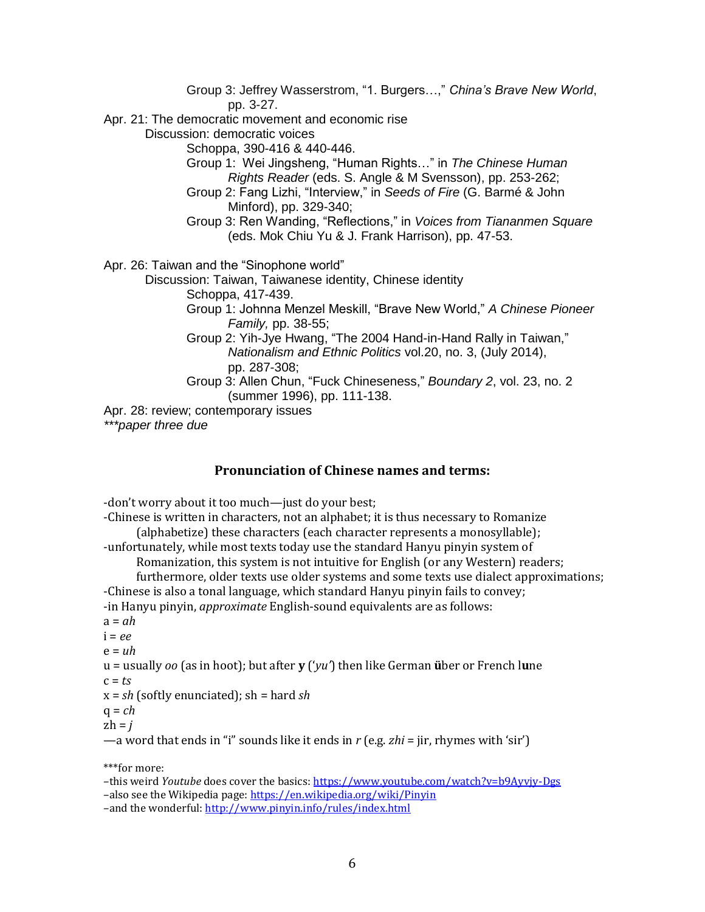Group 3: Jeffrey Wasserstrom, "1. Burgers…," *China's Brave New World*, pp. 3-27.

Apr. 21: The democratic movement and economic rise

Discussion: democratic voices

Schoppa, 390-416 & 440-446.

Group 1: Wei Jingsheng, "Human Rights…" in *The Chinese Human Rights Reader* (eds. S. Angle & M Svensson), pp. 253-262;

Group 2: Fang Lizhi, "Interview," in *Seeds of Fire* (G. Barmé & John Minford), pp. 329-340;

Group 3: Ren Wanding, "Reflections," in *Voices from Tiananmen Square* (eds. Mok Chiu Yu & J. Frank Harrison), pp. 47-53.

Apr. 26: Taiwan and the "Sinophone world"

Discussion: Taiwan, Taiwanese identity, Chinese identity

Schoppa, 417-439.

Group 1: Johnna Menzel Meskill, "Brave New World," *A Chinese Pioneer Family,* pp. 38-55;

Group 2: Yih-Jye Hwang, "The 2004 Hand-in-Hand Rally in Taiwan," *Nationalism and Ethnic Politics* vol.20, no. 3, (July 2014), pp. 287-308;

Group 3: Allen Chun, "Fuck Chineseness," *Boundary 2*, vol. 23, no. 2 (summer 1996), pp. 111-138.

Apr. 28: review; contemporary issues

****paper three due*

## Pronunciation of Chinese names and terms:

-don't worry about it too much—just do your best;

-Chinese is written in characters, not an alphabet; it is thus necessary to Romanize (alphabetize) these characters (each character represents a monosyllable);

-unfortunately, while most texts today use the standard Hanyu pinyin system of Romanization, this system is not intuitive for English (or any Western) readers; furthermore, older texts use older systems and some texts use dialect approximations;

-Chinese is also a tonal language, which standard Hanyu pinyin fails to convey;

-in Hanyu pinyin, *approximate* English-sound equivalents are as follows:

a = *ah*

i = *ee*

e = *uh*

u = usually *oo* (as in hoot); but after **y** ('*yu'*) then like German **ü**ber or French l**u**ne

c = *ts*

x = *sh* (softly enunciated); sh = hard *sh*

q = *ch*

zh = *j*

—a word that ends in "i" sounds like it ends in *r* (e.g. *zhi* = jir, rhymes with 'sir')

***for more:

–this weird *Youtube* does cover the basics: https://www.youtube.com/watch?v=b9Ayvjy-Dgs

–also see the Wikipedia page: https://en.wikipedia.org/wiki/Pinyin

–and the wonderful: http://www.pinyin.info/rules/index.html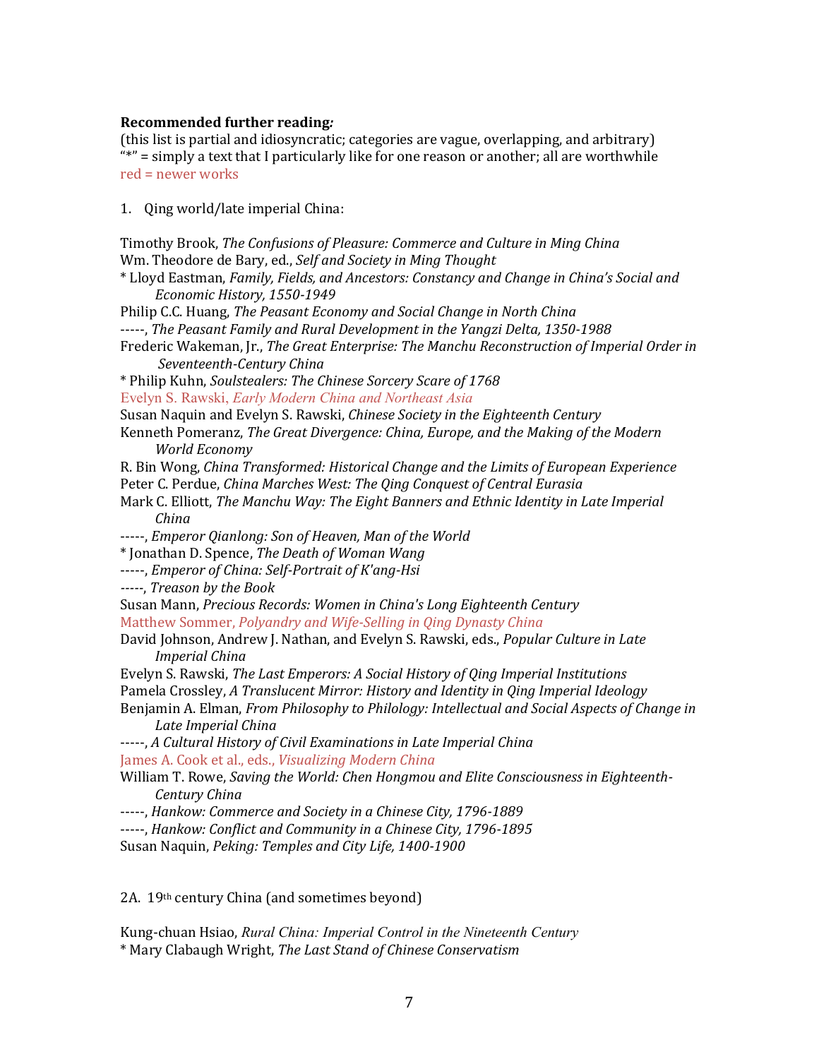**Recommended further reading*:***
(this list is partial and idiosyncratic; categories are vague, overlapping, and arbitrary)
"*" = simply a text that I particularly like for one reason or another; all are worthwhile
red = newer works

1. Qing world/late imperial China:

Timothy Brook, *The Confusions of Pleasure: Commerce and Culture in Ming China*
Wm. Theodore de Bary, ed., *Self and Society in Ming Thought*
* Lloyd Eastman, *Family, Fields, and Ancestors: Constancy and Change in China's Social and Economic History, 1550-1949*
Philip C.C. Huang, *The Peasant Economy and Social Change in North China*
-----, *The Peasant Family and Rural Development in the Yangzi Delta, 1350-1988*
Frederic Wakeman, Jr., *The Great Enterprise: The Manchu Reconstruction of Imperial Order in Seventeenth-Century China*
* Philip Kuhn, *Soulstealers: The Chinese Sorcery Scare of 1768*
Evelyn S. Rawski, *Early Modern China and Northeast Asia*
Susan Naquin and Evelyn S. Rawski, *Chinese Society in the Eighteenth Century*
Kenneth Pomeranz, *The Great Divergence: China, Europe, and the Making of the Modern World Economy*
R. Bin Wong, *China Transformed: Historical Change and the Limits of European Experience*
Peter C. Perdue, *China Marches West: The Qing Conquest of Central Eurasia*
Mark C. Elliott, *The Manchu Way: The Eight Banners and Ethnic Identity in Late Imperial China*
-----, *Emperor Qianlong: Son of Heaven, Man of the World*
* Jonathan D. Spence, *The Death of Woman Wang*
-----, *Emperor of China: Self-Portrait of K'ang-Hsi*
-----, *Treason by the Book*
Susan Mann, *Precious Records: Women in China's Long Eighteenth Century*
Matthew Sommer, *Polyandry and Wife-Selling in Qing Dynasty China*
David Johnson, Andrew J. Nathan, and Evelyn S. Rawski, eds., *Popular Culture in Late Imperial China*
Evelyn S. Rawski, *The Last Emperors: A Social History of Qing Imperial Institutions*
Pamela Crossley, *A Translucent Mirror: History and Identity in Qing Imperial Ideology*
Benjamin A. Elman, *From Philosophy to Philology: Intellectual and Social Aspects of Change in Late Imperial China*
-----, *A Cultural History of Civil Examinations in Late Imperial China*
James A. Cook et al., eds., *Visualizing Modern China*
William T. Rowe, *Saving the World: Chen Hongmou and Elite Consciousness in Eighteenth-Century China*
-----, *Hankow: Commerce and Society in a Chinese City, 1796-1889*
-----, *Hankow: Conflict and Community in a Chinese City, 1796-1895*
Susan Naquin, *Peking: Temples and City Life, 1400-1900*

2A. 19th century China (and sometimes beyond)

Kung-chuan Hsiao, *Rural China: Imperial Control in the Nineteenth Century*
* Mary Clabaugh Wright, *The Last Stand of Chinese Conservatism*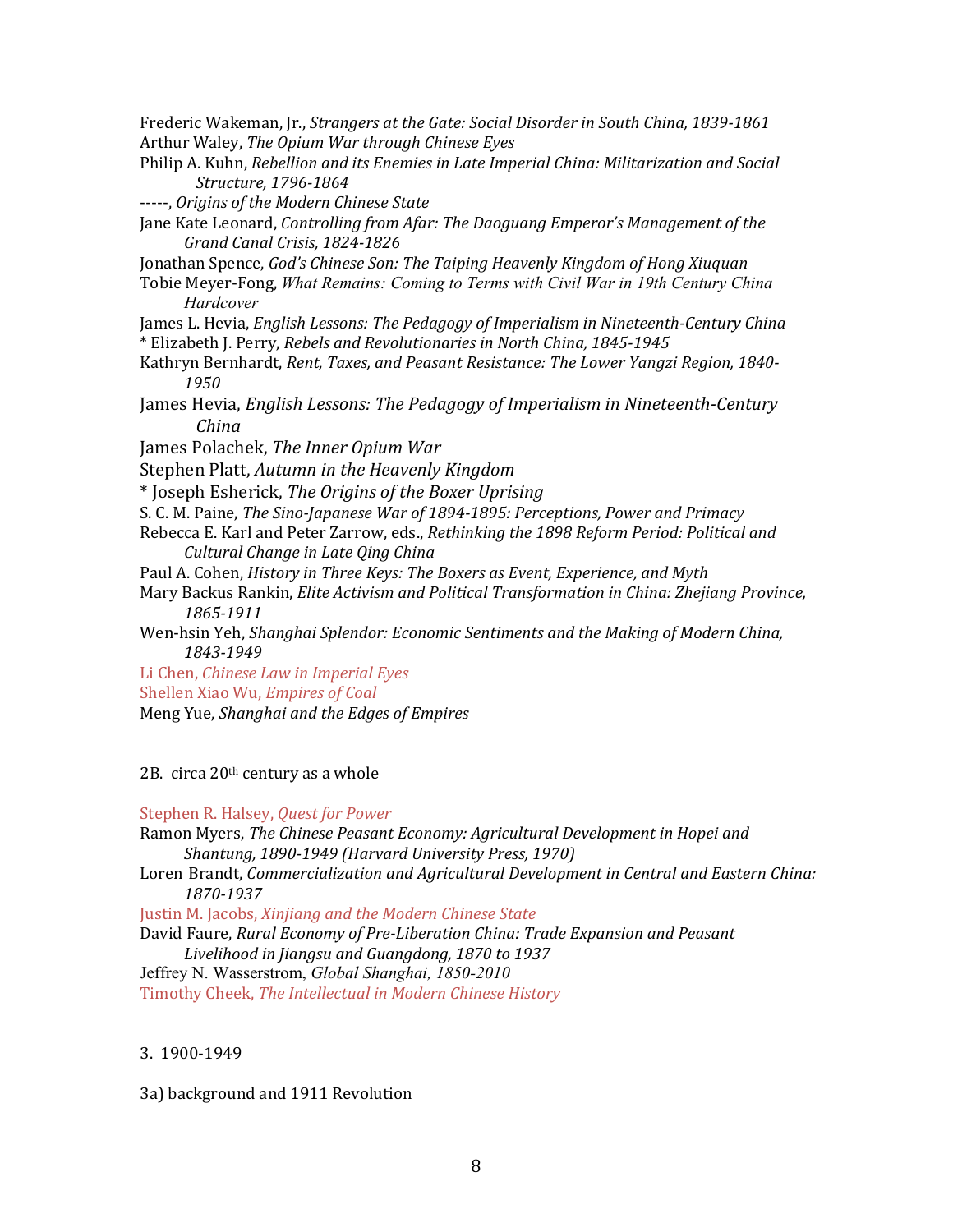Frederic Wakeman, Jr., *Strangers at the Gate: Social Disorder in South China, 1839-1861*
Arthur Waley, *The Opium War through Chinese Eyes*
Philip A. Kuhn, *Rebellion and its Enemies in Late Imperial China: Militarization and Social Structure, 1796-1864*
-----, *Origins of the Modern Chinese State*
Jane Kate Leonard, *Controlling from Afar: The Daoguang Emperor's Management of the Grand Canal Crisis, 1824-1826*
Jonathan Spence, *God's Chinese Son: The Taiping Heavenly Kingdom of Hong Xiuquan*
Tobie Meyer-Fong, *What Remains: Coming to Terms with Civil War in 19th Century China Hardcover*
James L. Hevia, *English Lessons: The Pedagogy of Imperialism in Nineteenth-Century China*
* Elizabeth J. Perry, *Rebels and Revolutionaries in North China, 1845-1945*
Kathryn Bernhardt, *Rent, Taxes, and Peasant Resistance: The Lower Yangzi Region, 1840-1950*
James Hevia, *English Lessons: The Pedagogy of Imperialism in Nineteenth-Century China*
James Polachek, *The Inner Opium War*
Stephen Platt, *Autumn in the Heavenly Kingdom*
* Joseph Esherick, *The Origins of the Boxer Uprising*
S. C. M. Paine, *The Sino-Japanese War of 1894-1895: Perceptions, Power and Primacy*
Rebecca E. Karl and Peter Zarrow, eds., *Rethinking the 1898 Reform Period: Political and Cultural Change in Late Qing China*
Paul A. Cohen, *History in Three Keys: The Boxers as Event, Experience, and Myth*
Mary Backus Rankin, *Elite Activism and Political Transformation in China: Zhejiang Province, 1865-1911*
Wen-hsin Yeh, *Shanghai Splendor: Economic Sentiments and the Making of Modern China, 1843-1949*
Li Chen, *Chinese Law in Imperial Eyes*
Shellen Xiao Wu, *Empires of Coal*
Meng Yue, *Shanghai and the Edges of Empires*

2B. circa 20th century as a whole

Stephen R. Halsey, *Quest for Power*
Ramon Myers, *The Chinese Peasant Economy: Agricultural Development in Hopei and Shantung, 1890-1949 (Harvard University Press, 1970)*
Loren Brandt, *Commercialization and Agricultural Development in Central and Eastern China: 1870-1937*
Justin M. Jacobs, *Xinjiang and the Modern Chinese State*
David Faure, *Rural Economy of Pre-Liberation China: Trade Expansion and Peasant Livelihood in Jiangsu and Guangdong, 1870 to 1937*
Jeffrey N. Wasserstrom, *Global Shanghai, 1850-2010*
Timothy Cheek, *The Intellectual in Modern Chinese History*

3. 1900-1949

3a) background and 1911 Revolution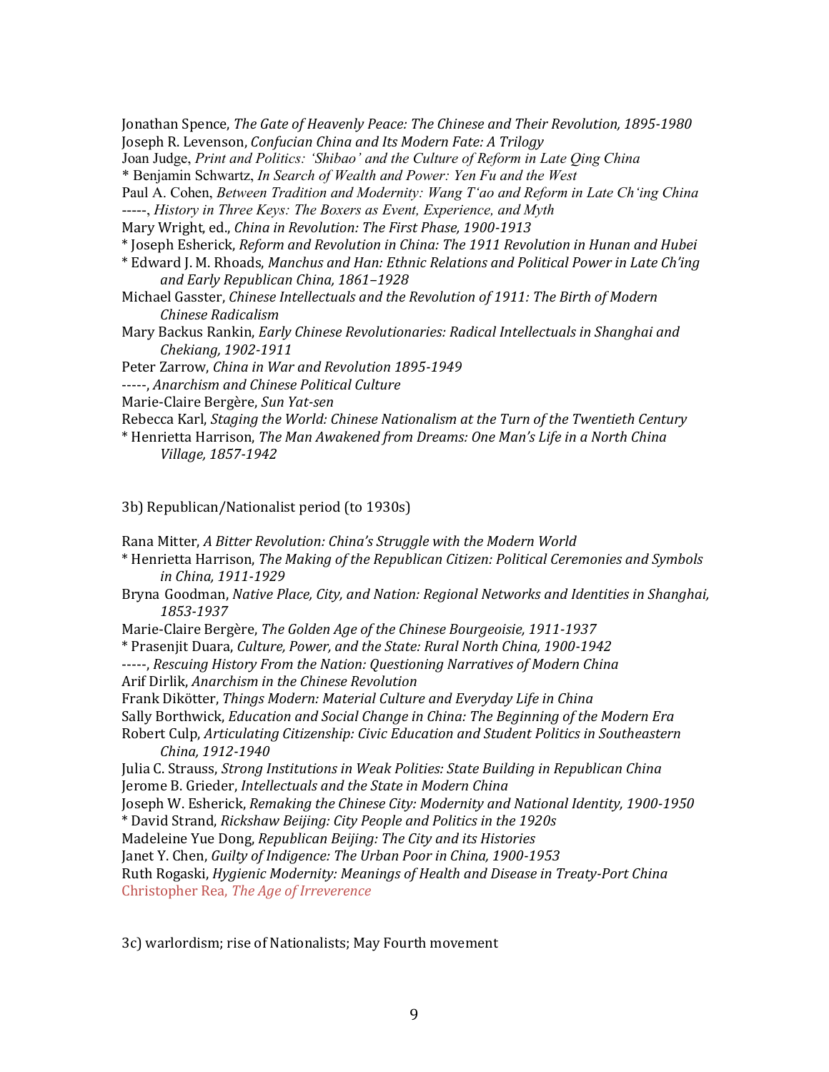Jonathan Spence, *The Gate of Heavenly Peace: The Chinese and Their Revolution, 1895-1980*
Joseph R. Levenson, *Confucian China and Its Modern Fate: A Trilogy*
Joan Judge, *Print and Politics: 'Shibao' and the Culture of Reform in Late Qing China*
* Benjamin Schwartz, *In Search of Wealth and Power: Yen Fu and the West*
Paul A. Cohen, *Between Tradition and Modernity: Wang T'ao and Reform in Late Ch'ing China*
-----, *History in Three Keys: The Boxers as Event, Experience, and Myth*
Mary Wright, ed., *China in Revolution: The First Phase, 1900-1913*
* Joseph Esherick, *Reform and Revolution in China: The 1911 Revolution in Hunan and Hubei*
* Edward J. M. Rhoads, *Manchus and Han: Ethnic Relations and Political Power in Late Ch'ing and Early Republican China, 1861–1928*
Michael Gasster, *Chinese Intellectuals and the Revolution of 1911: The Birth of Modern Chinese Radicalism*
Mary Backus Rankin, *Early Chinese Revolutionaries: Radical Intellectuals in Shanghai and Chekiang, 1902-1911*
Peter Zarrow, *China in War and Revolution 1895-1949*
-----, *Anarchism and Chinese Political Culture*
Marie-Claire Bergère, *Sun Yat-sen*
Rebecca Karl, *Staging the World: Chinese Nationalism at the Turn of the Twentieth Century*
* Henrietta Harrison, *The Man Awakened from Dreams: One Man's Life in a North China Village, 1857-1942*

3b) Republican/Nationalist period (to 1930s)

Rana Mitter, *A Bitter Revolution: China's Struggle with the Modern World*
* Henrietta Harrison, *The Making of the Republican Citizen: Political Ceremonies and Symbols in China, 1911-1929*
Bryna Goodman, *Native Place, City, and Nation: Regional Networks and Identities in Shanghai, 1853-1937*
Marie-Claire Bergère, *The Golden Age of the Chinese Bourgeoisie, 1911-1937*
* Prasenjit Duara, *Culture, Power, and the State: Rural North China, 1900-1942*
-----, *Rescuing History From the Nation: Questioning Narratives of Modern China*
Arif Dirlik, *Anarchism in the Chinese Revolution*
Frank Dikötter, *Things Modern: Material Culture and Everyday Life in China*
Sally Borthwick, *Education and Social Change in China: The Beginning of the Modern Era*
Robert Culp, *Articulating Citizenship: Civic Education and Student Politics in Southeastern China, 1912-1940*
Julia C. Strauss, *Strong Institutions in Weak Polities: State Building in Republican China*
Jerome B. Grieder, *Intellectuals and the State in Modern China*
Joseph W. Esherick, *Remaking the Chinese City: Modernity and National Identity, 1900-1950*
* David Strand, *Rickshaw Beijing: City People and Politics in the 1920s*
Madeleine Yue Dong, *Republican Beijing: The City and its Histories*
Janet Y. Chen, *Guilty of Indigence: The Urban Poor in China, 1900-1953*
Ruth Rogaski, *Hygienic Modernity: Meanings of Health and Disease in Treaty-Port China*
Christopher Rea, *The Age of Irreverence*

3c) warlordism; rise of Nationalists; May Fourth movement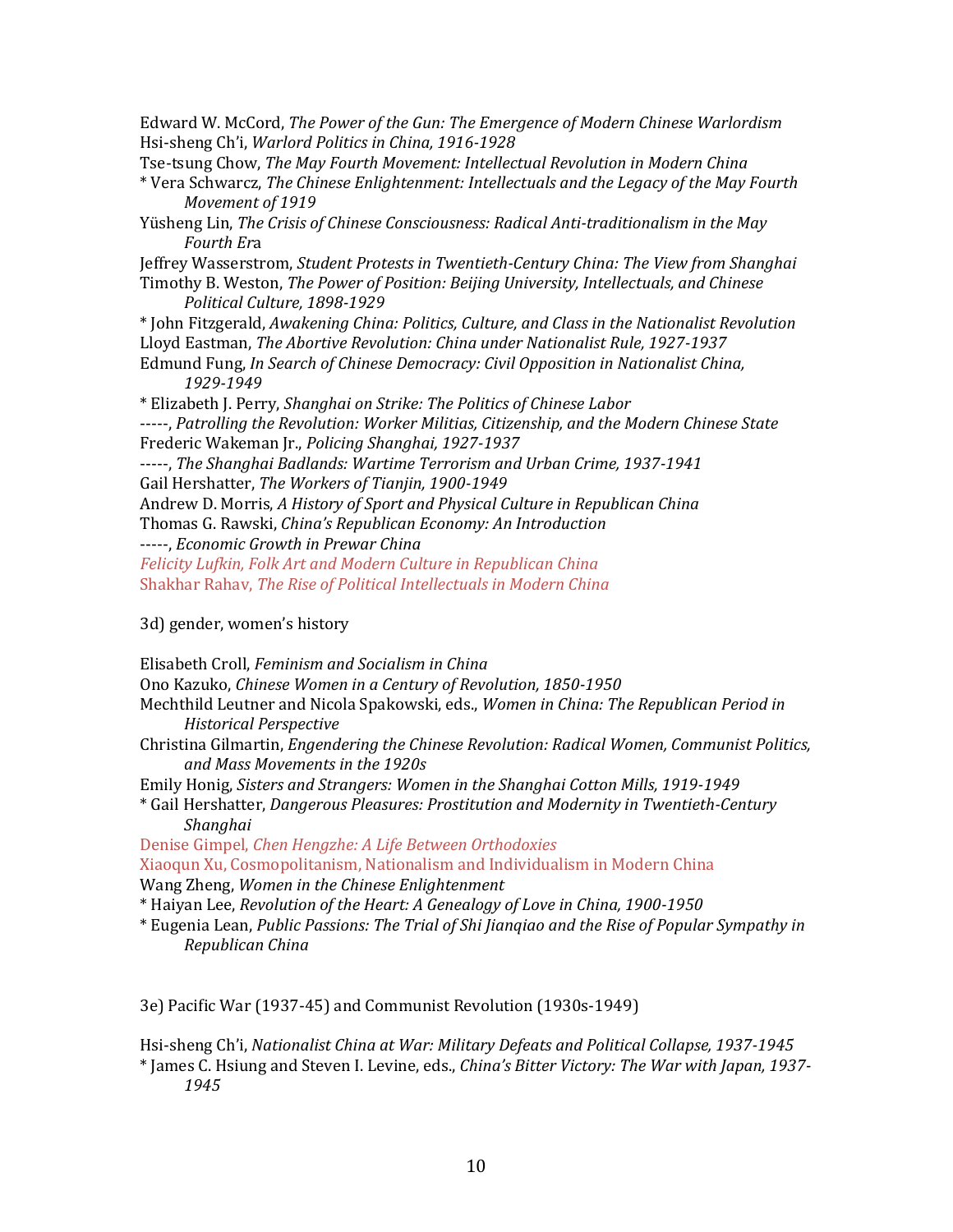Edward W. McCord, *The Power of the Gun: The Emergence of Modern Chinese Warlordism*
Hsi-sheng Ch'i, *Warlord Politics in China, 1916-1928*
Tse-tsung Chow, *The May Fourth Movement: Intellectual Revolution in Modern China*
* Vera Schwarcz, *The Chinese Enlightenment: Intellectuals and the Legacy of the May Fourth Movement of 1919*
Yüsheng Lin, *The Crisis of Chinese Consciousness: Radical Anti-traditionalism in the May Fourth Era*
Jeffrey Wasserstrom, *Student Protests in Twentieth-Century China: The View from Shanghai*
Timothy B. Weston, *The Power of Position: Beijing University, Intellectuals, and Chinese Political Culture, 1898-1929*
* John Fitzgerald, *Awakening China: Politics, Culture, and Class in the Nationalist Revolution*
Lloyd Eastman, *The Abortive Revolution: China under Nationalist Rule, 1927-1937*
Edmund Fung, *In Search of Chinese Democracy: Civil Opposition in Nationalist China, 1929-1949*
* Elizabeth J. Perry, *Shanghai on Strike: The Politics of Chinese Labor*
-----, *Patrolling the Revolution: Worker Militias, Citizenship, and the Modern Chinese State*
Frederic Wakeman Jr., *Policing Shanghai, 1927-1937*
-----, *The Shanghai Badlands: Wartime Terrorism and Urban Crime, 1937-1941*
Gail Hershatter, *The Workers of Tianjin, 1900-1949*
Andrew D. Morris, *A History of Sport and Physical Culture in Republican China*
Thomas G. Rawski, *China's Republican Economy: An Introduction*
-----, *Economic Growth in Prewar China*
*Felicity Lufkin, Folk Art and Modern Culture in Republican China*
Shakhar Rahav, *The Rise of Political Intellectuals in Modern China*

3d) gender, women's history

Elisabeth Croll, *Feminism and Socialism in China*
Ono Kazuko, *Chinese Women in a Century of Revolution, 1850-1950*
Mechthild Leutner and Nicola Spakowski, eds., *Women in China: The Republican Period in Historical Perspective*
Christina Gilmartin, *Engendering the Chinese Revolution: Radical Women, Communist Politics, and Mass Movements in the 1920s*
Emily Honig, *Sisters and Strangers: Women in the Shanghai Cotton Mills, 1919-1949*
* Gail Hershatter, *Dangerous Pleasures: Prostitution and Modernity in Twentieth-Century Shanghai*
Denise Gimpel, *Chen Hengzhe: A Life Between Orthodoxies*
Xiaoqun Xu, Cosmopolitanism, Nationalism and Individualism in Modern China
Wang Zheng, *Women in the Chinese Enlightenment*
* Haiyan Lee, *Revolution of the Heart: A Genealogy of Love in China, 1900-1950*
* Eugenia Lean, *Public Passions: The Trial of Shi Jianqiao and the Rise of Popular Sympathy in Republican China*

3e) Pacific War (1937-45) and Communist Revolution (1930s-1949)

Hsi-sheng Ch'i, *Nationalist China at War: Military Defeats and Political Collapse, 1937-1945*
* James C. Hsiung and Steven I. Levine, eds., *China's Bitter Victory: The War with Japan, 1937-1945*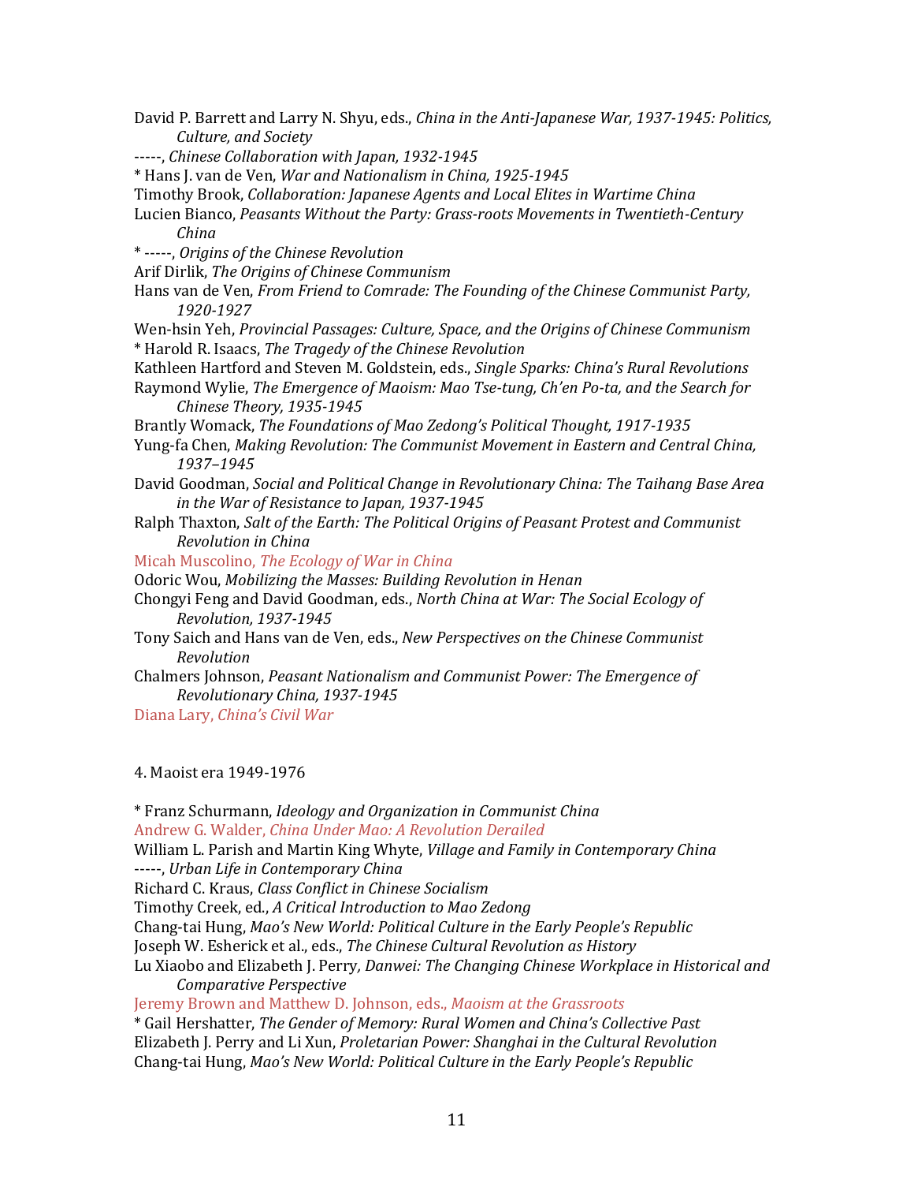David P. Barrett and Larry N. Shyu, eds., *China in the Anti-Japanese War, 1937-1945: Politics, Culture, and Society*

-----, *Chinese Collaboration with Japan, 1932-1945*

* Hans J. van de Ven, *War and Nationalism in China, 1925-1945*

Timothy Brook, *Collaboration: Japanese Agents and Local Elites in Wartime China*

Lucien Bianco, *Peasants Without the Party: Grass-roots Movements in Twentieth-Century China*

* -----, *Origins of the Chinese Revolution*

Arif Dirlik, *The Origins of Chinese Communism*

Hans van de Ven, *From Friend to Comrade: The Founding of the Chinese Communist Party, 1920-1927*

Wen-hsin Yeh, *Provincial Passages: Culture, Space, and the Origins of Chinese Communism*

* Harold R. Isaacs, *The Tragedy of the Chinese Revolution*

Kathleen Hartford and Steven M. Goldstein, eds., *Single Sparks: China's Rural Revolutions*

Raymond Wylie, *The Emergence of Maoism: Mao Tse-tung, Ch'en Po-ta, and the Search for Chinese Theory, 1935-1945*

Brantly Womack, *The Foundations of Mao Zedong's Political Thought, 1917-1935*

Yung-fa Chen, *Making Revolution: The Communist Movement in Eastern and Central China, 1937–1945*

David Goodman, *Social and Political Change in Revolutionary China: The Taihang Base Area in the War of Resistance to Japan, 1937-1945*

Ralph Thaxton, *Salt of the Earth: The Political Origins of Peasant Protest and Communist Revolution in China*

Micah Muscolino, *The Ecology of War in China*

Odoric Wou, *Mobilizing the Masses: Building Revolution in Henan*

Chongyi Feng and David Goodman, eds., *North China at War: The Social Ecology of Revolution, 1937-1945*

Tony Saich and Hans van de Ven, eds., *New Perspectives on the Chinese Communist Revolution*

Chalmers Johnson, *Peasant Nationalism and Communist Power: The Emergence of Revolutionary China, 1937-1945*

Diana Lary, *China's Civil War*

4. Maoist era 1949-1976

* Franz Schurmann, *Ideology and Organization in Communist China*

Andrew G. Walder, *China Under Mao: A Revolution Derailed*

William L. Parish and Martin King Whyte, *Village and Family in Contemporary China*

-----, *Urban Life in Contemporary China*

Richard C. Kraus, *Class Conflict in Chinese Socialism*

Timothy Creek, ed., *A Critical Introduction to Mao Zedong*

Chang-tai Hung, *Mao's New World: Political Culture in the Early People's Republic*

Joseph W. Esherick et al., eds., *The Chinese Cultural Revolution as History*

Lu Xiaobo and Elizabeth J. Perry, *Danwei: The Changing Chinese Workplace in Historical and Comparative Perspective*

Jeremy Brown and Matthew D. Johnson, eds., *Maoism at the Grassroots*

* Gail Hershatter, *The Gender of Memory: Rural Women and China's Collective Past*

Elizabeth J. Perry and Li Xun, *Proletarian Power: Shanghai in the Cultural Revolution*

Chang-tai Hung, *Mao's New World: Political Culture in the Early People's Republic*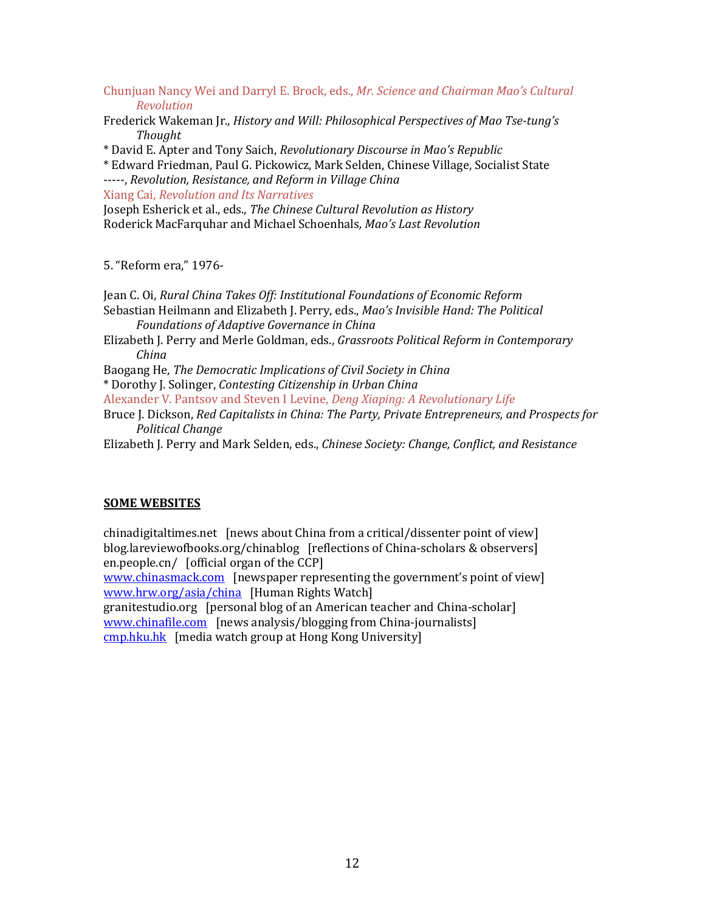Chunjuan Nancy Wei and Darryl E. Brock, eds., *Mr. Science and Chairman Mao's Cultural Revolution*

Frederick Wakeman Jr., *History and Will: Philosophical Perspectives of Mao Tse-tung's Thought*

* David E. Apter and Tony Saich, *Revolutionary Discourse in Mao's Republic*

* Edward Friedman, Paul G. Pickowicz, Mark Selden, Chinese Village, Socialist State

-----, *Revolution, Resistance, and Reform in Village China*

Xiang Cai, *Revolution and Its Narratives*

Joseph Esherick et al., eds., *The Chinese Cultural Revolution as History*

Roderick MacFarquhar and Michael Schoenhals, *Mao's Last Revolution*

5. "Reform era," 1976-

Jean C. Oi, *Rural China Takes Off: Institutional Foundations of Economic Reform*

Sebastian Heilmann and Elizabeth J. Perry, eds., *Mao's Invisible Hand: The Political Foundations of Adaptive Governance in China*

Elizabeth J. Perry and Merle Goldman, eds., *Grassroots Political Reform in Contemporary China*

Baogang He, *The Democratic Implications of Civil Society in China*

* Dorothy J. Solinger, *Contesting Citizenship in Urban China*

Alexander V. Pantsov and Steven I Levine, *Deng Xiaping: A Revolutionary Life*

Bruce J. Dickson, *Red Capitalists in China: The Party, Private Entrepreneurs, and Prospects for Political Change*

Elizabeth J. Perry and Mark Selden, eds., *Chinese Society: Change, Conflict, and Resistance*

**SOME WEBSITES**

chinadigitaltimes.net [news about China from a critical/dissenter point of view]
blog.lareviewofbooks.org/chinablog [reflections of China-scholars & observers]
en.people.cn/ [official organ of the CCP]
www.chinasmack.com [newspaper representing the government's point of view]
www.hrw.org/asia/china [Human Rights Watch]
granitestudio.org [personal blog of an American teacher and China-scholar]
www.chinafile.com [news analysis/blogging from China-journalists]
cmp.hku.hk [media watch group at Hong Kong University]